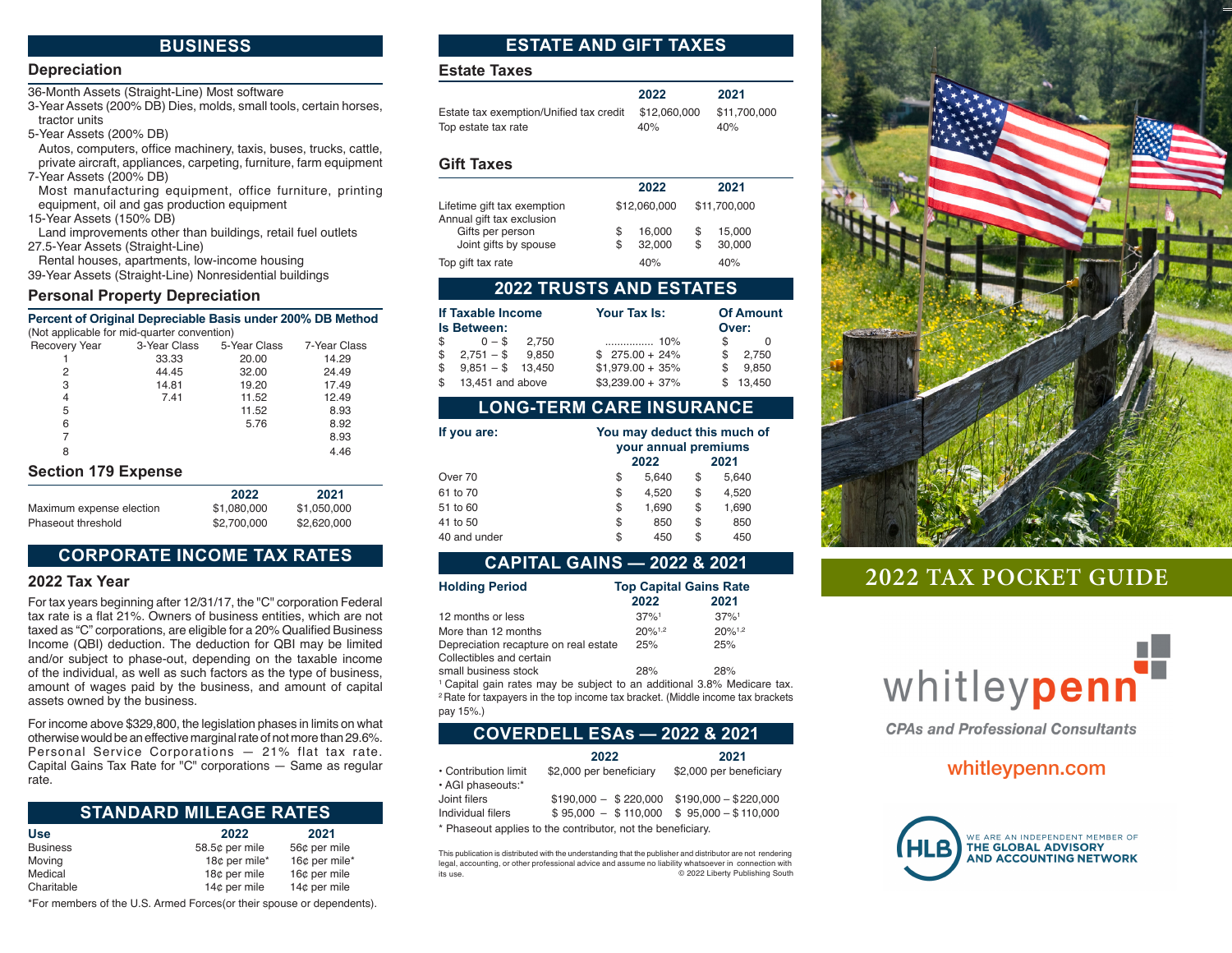## BUSINESS

### Depreciation

36-Month Assets (Straight-Line) Most software
3-Year Assets (200% DB) Dies, molds, small tools, certain horses, tractor units
5-Year Assets (200% DB)
Autos, computers, office machinery, taxis, buses, trucks, cattle, private aircraft, appliances, carpeting, furniture, farm equipment
7-Year Assets (200% DB)
Most manufacturing equipment, office furniture, printing equipment, oil and gas production equipment
15-Year Assets (150% DB)
Land improvements other than buildings, retail fuel outlets
27.5-Year Assets (Straight-Line)
Rental houses, apartments, low-income housing
39-Year Assets (Straight-Line) Nonresidential buildings

### Personal Property Depreciation

**Percent of Original Depreciable Basis under 200% DB Method**
(Not applicable for mid-quarter convention)

| Recovery Year | 3-Year Class | 5-Year Class | 7-Year Class |
|---|---|---|---|
| 1 | 33.33 | 20.00 | 14.29 |
| 2 | 44.45 | 32.00 | 24.49 |
| 3 | 14.81 | 19.20 | 17.49 |
| 4 | 7.41 | 11.52 | 12.49 |
| 5 | | 11.52 | 8.93 |
| 6 | | 5.76 | 8.92 |
| 7 | | | 8.93 |
| 8 | | | 4.46 |

### Section 179 Expense

| | 2022 | 2021 |
|---|---|---|
| Maximum expense election | $1,080,000 | $1,050,000 |
| Phaseout threshold | $2,700,000 | $2,620,000 |

## CORPORATE INCOME TAX RATES

### 2022 Tax Year

For tax years beginning after 12/31/17, the "C" corporation Federal tax rate is a flat 21%. Owners of business entities, which are not taxed as "C" corporations, are eligible for a 20% Qualified Business Income (QBI) deduction. The deduction for QBI may be limited and/or subject to phase-out, depending on the taxable income of the individual, as well as such factors as the type of business, amount of wages paid by the business, and amount of capital assets owned by the business.

For income above $329,800, the legislation phases in limits on what otherwise would be an effective marginal rate of not more than 29.6%. Personal Service Corporations — 21% flat tax rate. Capital Gains Tax Rate for "C" corporations — Same as regular rate.

## STANDARD MILEAGE RATES

| Use | 2022 | 2021 |
|---|---|---|
| Business | 58.5¢ per mile | 56¢ per mile |
| Moving | 18¢ per mile* | 16¢ per mile* |
| Medical | 18¢ per mile | 16¢ per mile |
| Charitable | 14¢ per mile | 14¢ per mile |

*For members of the U.S. Armed Forces(or their spouse or dependents).

## ESTATE AND GIFT TAXES

### Estate Taxes

| | 2022 | 2021 |
|---|---|---|
| Estate tax exemption/Unified tax credit | $12,060,000 | $11,700,000 |
| Top estate tax rate | 40% | 40% |

### Gift Taxes

| | 2022 | 2021 |
|---|---|---|
| Lifetime gift tax exemption | $12,060,000 | $11,700,000 |
| Annual gift tax exclusion | | |
| Gifts per person | $ 16,000 | $ 15,000 |
| Joint gifts by spouse | $ 32,000 | $ 30,000 |
| Top gift tax rate | 40% | 40% |

## 2022 TRUSTS AND ESTATES

| If Taxable Income Is Between: | Your Tax Is: | Of Amount Over: |
|---|---|---|
| $ 0 – $ 2,750 | ............... 10% | $ 0 |
| $ 2,751 – $ 9,850 | $ 275.00 + 24% | $ 2,750 |
| $ 9,851 – $ 13,450 | $1,979.00 + 35% | $ 9,850 |
| $ 13,451 and above | $3,239.00 + 37% | $ 13,450 |

## LONG-TERM CARE INSURANCE

| If you are: | You may deduct this much of your annual premiums 2022 | 2021 |
|---|---|---|
| Over 70 | $ 5,640 | $ 5,640 |
| 61 to 70 | $ 4,520 | $ 4,520 |
| 51 to 60 | $ 1,690 | $ 1,690 |
| 41 to 50 | $ 850 | $ 850 |
| 40 and under | $ 450 | $ 450 |

## CAPITAL GAINS — 2022 & 2021

| Holding Period | Top Capital Gains Rate 2022 | 2021 |
|---|---|---|
| 12 months or less | 37%[1] | 37%[1] |
| More than 12 months | 20%[1,2] | 20%[1,2] |
| Depreciation recapture on real estate | 25% | 25% |
| Collectibles and certain small business stock | 28% | 28% |

[1] Capital gain rates may be subject to an additional 3.8% Medicare tax.
[2] Rate for taxpayers in the top income tax bracket. (Middle income tax brackets pay 15%.)

## COVERDELL ESAs — 2022 & 2021

| | 2022 | 2021 |
|---|---|---|
| • Contribution limit | $2,000 per beneficiary | $2,000 per beneficiary |
| • AGI phaseouts:* | | |
| Joint filers | $190,000 – $ 220,000 | $190,000 – $220,000 |
| Individual filers | $ 95,000 – $ 110,000 | $ 95,000 – $ 110,000 |

* Phaseout applies to the contributor, not the beneficiary.

This publication is distributed with the understanding that the publisher and distributor are not rendering legal, accounting, or other professional advice and assume no liability whatsoever in connection with its use.
© 2022 Liberty Publishing South

# 2022 TAX POCKET GUIDE

whitleypenn

*CPAs and Professional Consultants*

whitleypenn.com

HLB — WE ARE AN INDEPENDENT MEMBER OF THE GLOBAL ADVISORY AND ACCOUNTING NETWORK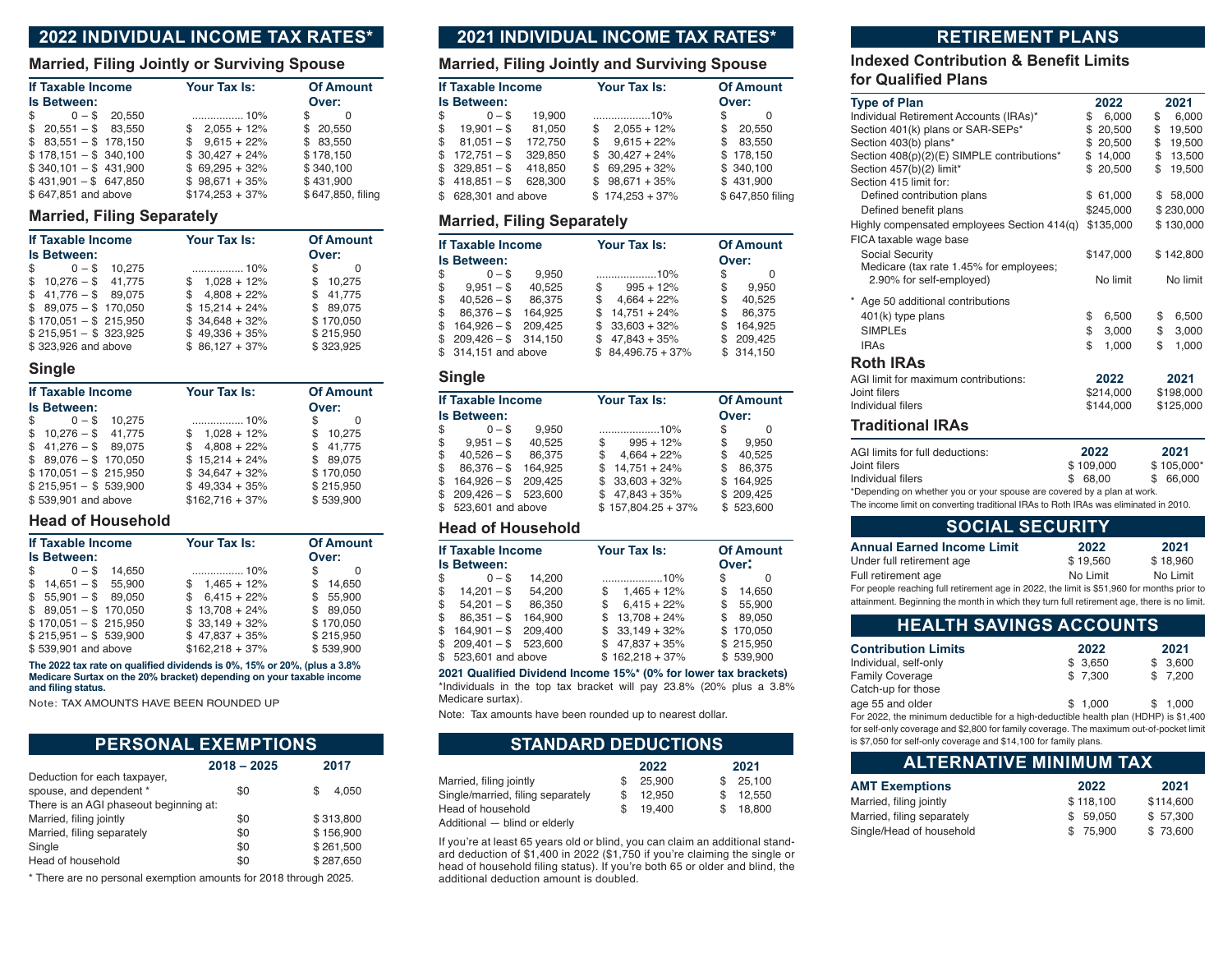# 2022 INDIVIDUAL INCOME TAX RATES*

## Married, Filing Jointly or Surviving Spouse

| If Taxable Income Is Between: | Your Tax Is: | Of Amount Over: |
|---|---|---|
| \$ 0 – \$ 20,550 | ................. 10% | \$ 0 |
| \$ 20,551 – \$ 83,550 | \$ 2,055 + 12% | \$ 20,550 |
| \$ 83,551 – \$ 178,150 | \$ 9,615 + 22% | \$ 83,550 |
| \$ 178,151 – \$ 340,100 | \$ 30,427 + 24% | \$ 178,150 |
| \$ 340,101 – \$ 431,900 | \$ 69,295 + 32% | \$ 340,100 |
| \$ 431,901 – \$ 647,850 | \$ 98,671 + 35% | \$ 431,900 |
| \$ 647,851 and above | \$174,253 + 37% | \$ 647,850, filing |

## Married, Filing Separately

| If Taxable Income Is Between: | Your Tax Is: | Of Amount Over: |
|---|---|---|
| \$ 0 – \$ 10,275 | ................. 10% | \$ 0 |
| \$ 10,276 – \$ 41,775 | \$ 1,028 + 12% | \$ 10,275 |
| \$ 41,776 – \$ 89,075 | \$ 4,808 + 22% | \$ 41,775 |
| \$ 89,075 – \$ 170,050 | \$ 15,214 + 24% | \$ 89,075 |
| \$ 170,051 – \$ 215,950 | \$ 34,648 + 32% | \$ 170,050 |
| \$ 215,951 – \$ 323,925 | \$ 49,336 + 35% | \$ 215,950 |
| \$ 323,926 and above | \$ 86,127 + 37% | \$ 323,925 |

## Single

| If Taxable Income Is Between: | Your Tax Is: | Of Amount Over: |
|---|---|---|
| \$ 0 – \$ 10,275 | ................. 10% | \$ 0 |
| \$ 10,276 – \$ 41,775 | \$ 1,028 + 12% | \$ 10,275 |
| \$ 41,276 – \$ 89,075 | \$ 4,808 + 22% | \$ 41,775 |
| \$ 89,076 – \$ 170,050 | \$ 15,214 + 24% | \$ 89,075 |
| \$ 170,051 – \$ 215,950 | \$ 34,647 + 32% | \$ 170,050 |
| \$ 215,951 – \$ 539,900 | \$ 49,334 + 35% | \$ 215,950 |
| \$ 539,901 and above | \$162,716 + 37% | \$ 539,900 |

## Head of Household

| If Taxable Income Is Between: | Your Tax Is: | Of Amount Over: |
|---|---|---|
| \$ 0 – \$ 14,650 | ................. 10% | \$ 0 |
| \$ 14,651 – \$ 55,900 | \$ 1,465 + 12% | \$ 14,650 |
| \$ 55,901 – \$ 89,050 | \$ 6,415 + 22% | \$ 55,900 |
| \$ 89,051 – \$ 170,050 | \$ 13,708 + 24% | \$ 89,050 |
| \$ 170,051 – \$ 215,950 | \$ 33,149 + 32% | \$ 170,050 |
| \$ 215,951 – \$ 539,900 | \$ 47,837 + 35% | \$ 215,950 |
| \$ 539,901 and above | \$162,218 + 37% | \$ 539,900 |

**The 2022 tax rate on qualified dividends is 0%, 15% or 20%, (plus a 3.8% Medicare Surtax on the 20% bracket) depending on your taxable income and filing status.**

Note: TAX AMOUNTS HAVE BEEN ROUNDED UP

# PERSONAL EXEMPTIONS

| | 2018 – 2025 | 2017 |
|---|---|---|
| Deduction for each taxpayer, spouse, and dependent * | \$0 | \$ 4,050 |
| There is an AGI phaseout beginning at: | | |
| Married, filing jointly | \$0 | \$ 313,800 |
| Married, filing separately | \$0 | \$ 156,900 |
| Single | \$0 | \$ 261,500 |
| Head of household | \$0 | \$ 287,650 |

\* There are no personal exemption amounts for 2018 through 2025.

# 2021 INDIVIDUAL INCOME TAX RATES*

## Married, Filing Jointly and Surviving Spouse

| If Taxable Income Is Between: | Your Tax Is: | Of Amount Over: |
|---|---|---|
| \$ 0 – \$ 19,900 | ...................10% | \$ 0 |
| \$ 19,901 – \$ 81,050 | \$ 2,055 + 12% | \$ 20,550 |
| \$ 81,051 – \$ 172,750 | \$ 9,615 + 22% | \$ 83,550 |
| \$ 172,751 – \$ 329,850 | \$ 30,427 + 24% | \$ 178,150 |
| \$ 329,851 – \$ 418,850 | \$ 69,295 + 32% | \$ 340,100 |
| \$ 418,851 – \$ 628,300 | \$ 98,671 + 35% | \$ 431,900 |
| \$ 628,301 and above | \$ 174,253 + 37% | \$ 647,850 filing |

## Married, Filing Separately

| If Taxable Income Is Between: | Your Tax Is: | Of Amount Over: |
|---|---|---|
| \$ 0 – \$ 9,950 | ...................10% | \$ 0 |
| \$ 9,951 – \$ 40,525 | \$ 995 + 12% | \$ 9,950 |
| \$ 40,526 – \$ 86,375 | \$ 4,664 + 22% | \$ 40,525 |
| \$ 86,376 – \$ 164,925 | \$ 14,751 + 24% | \$ 86,375 |
| \$ 164,926 – \$ 209,425 | \$ 33,603 + 32% | \$ 164,925 |
| \$ 209,426 – \$ 314,150 | \$ 47,843 + 35% | \$ 209,425 |
| \$ 314,151 and above | \$ 84,496.75 + 37% | \$ 314,150 |

## Single

| If Taxable Income Is Between: | Your Tax Is: | Of Amount Over: |
|---|---|---|
| \$ 0 – \$ 9,950 | ...................10% | \$ 0 |
| \$ 9,951 – \$ 40,525 | \$ 995 + 12% | \$ 9,950 |
| \$ 40,526 – \$ 86,375 | \$ 4,664 + 22% | \$ 40,525 |
| \$ 86,376 – \$ 164,925 | \$ 14,751 + 24% | \$ 86,375 |
| \$ 164,926 – \$ 209,425 | \$ 33,603 + 32% | \$ 164,925 |
| \$ 209,426 – \$ 523,600 | \$ 47,843 + 35% | \$ 209,425 |
| \$ 523,601 and above | \$ 157,804.25 + 37% | \$ 523,600 |

## Head of Household

| If Taxable Income Is Between: | Your Tax Is: | Of Amount Over: |
|---|---|---|
| \$ 0 – \$ 14,200 | ...................10% | \$ 0 |
| \$ 14,201 – \$ 54,200 | \$ 1,465 + 12% | \$ 14,650 |
| \$ 54,201 – \$ 86,350 | \$ 6,415 + 22% | \$ 55,900 |
| \$ 86,351 – \$ 164,900 | \$ 13,708 + 24% | \$ 89,050 |
| \$ 164,901 – \$ 209,400 | \$ 33,149 + 32% | \$ 170,050 |
| \$ 209,401 – \$ 523,600 | \$ 47,837 + 35% | \$ 215,950 |
| \$ 523,601 and above | \$ 162,218 + 37% | \$ 539,900 |

**2021 Qualified Dividend Income 15%* (0% for lower tax brackets)**

\*Individuals in the top tax bracket will pay 23.8% (20% plus a 3.8% Medicare surtax).

Note: Tax amounts have been rounded up to nearest dollar.

# STANDARD DEDUCTIONS

| | 2022 | 2021 |
|---|---|---|
| Married, filing jointly | \$ 25,900 | \$ 25,100 |
| Single/married, filing separately | \$ 12,950 | \$ 12,550 |
| Head of household | \$ 19,400 | \$ 18,800 |
| Additional — blind or elderly | | |

If you're at least 65 years old or blind, you can claim an additional standard deduction of \$1,400 in 2022 (\$1,750 if you're claiming the single or head of household filing status). If you're both 65 or older and blind, the additional deduction amount is doubled.

# RETIREMENT PLANS

## Indexed Contribution & Benefit Limits for Qualified Plans

| Type of Plan | 2022 | 2021 |
|---|---|---|
| Individual Retirement Accounts (IRAs)* | \$ 6,000 | \$ 6,000 |
| Section 401(k) plans or SAR-SEPs* | \$ 20,500 | \$ 19,500 |
| Section 403(b) plans* | \$ 20,500 | \$ 19,500 |
| Section 408(p)(2)(E) SIMPLE contributions* | \$ 14,000 | \$ 13,500 |
| Section 457(b)(2) limit* | \$ 20,500 | \$ 19,500 |
| Section 415 limit for: | | |
| Defined contribution plans | \$ 61,000 | \$ 58,000 |
| Defined benefit plans | \$245,000 | \$ 230,000 |
| Highly compensated employees Section 414(q) | \$135,000 | \$ 130,000 |
| FICA taxable wage base | | |
| Social Security | \$147,000 | \$ 142,800 |
| Medicare (tax rate 1.45% for employees; 2.90% for self-employed) | No limit | No limit |
| \* Age 50 additional contributions | | |
| 401(k) type plans | \$ 6,500 | \$ 6,500 |
| SIMPLEs | \$ 3,000 | \$ 3,000 |
| IRAs | \$ 1,000 | \$ 1,000 |

## Roth IRAs

| AGI limit for maximum contributions: | 2022 | 2021 |
|---|---|---|
| Joint filers | \$214,000 | \$198,000 |
| Individual filers | \$144,000 | \$125,000 |

## Traditional IRAs

| AGI limits for full deductions: | 2022 | 2021 |
|---|---|---|
| Joint filers | \$ 109,000 | \$ 105,000* |
| Individual filers | \$ 68,00 | \$ 66,000 |

\*Depending on whether you or your spouse are covered by a plan at work.

The income limit on converting traditional IRAs to Roth IRAs was eliminated in 2010.

# SOCIAL SECURITY

| Annual Earned Income Limit | 2022 | 2021 |
|---|---|---|
| Under full retirement age | \$ 19,560 | \$ 18,960 |
| Full retirement age | No Limit | No Limit |

For people reaching full retirement age in 2022, the limit is \$51,960 for months prior to attainment. Beginning the month in which they turn full retirement age, there is no limit.

# HEALTH SAVINGS ACCOUNTS

| Contribution Limits | 2022 | 2021 |
|---|---|---|
| Individual, self-only | \$ 3,650 | \$ 3,600 |
| Family Coverage | \$ 7,300 | \$ 7,200 |
| Catch-up for those age 55 and older | \$ 1,000 | \$ 1,000 |

For 2022, the minimum deductible for a high-deductible health plan (HDHP) is \$1,400 for self-only coverage and \$2,800 for family coverage. The maximum out-of-pocket limit is \$7,050 for self-only coverage and \$14,100 for family plans.

# ALTERNATIVE MINIMUM TAX

| AMT Exemptions | 2022 | 2021 |
|---|---|---|
| Married, filing jointly | \$ 118,100 | \$114,600 |
| Married, filing separately | \$ 59,050 | \$ 57,300 |
| Single/Head of household | \$ 75,900 | \$ 73,600 |